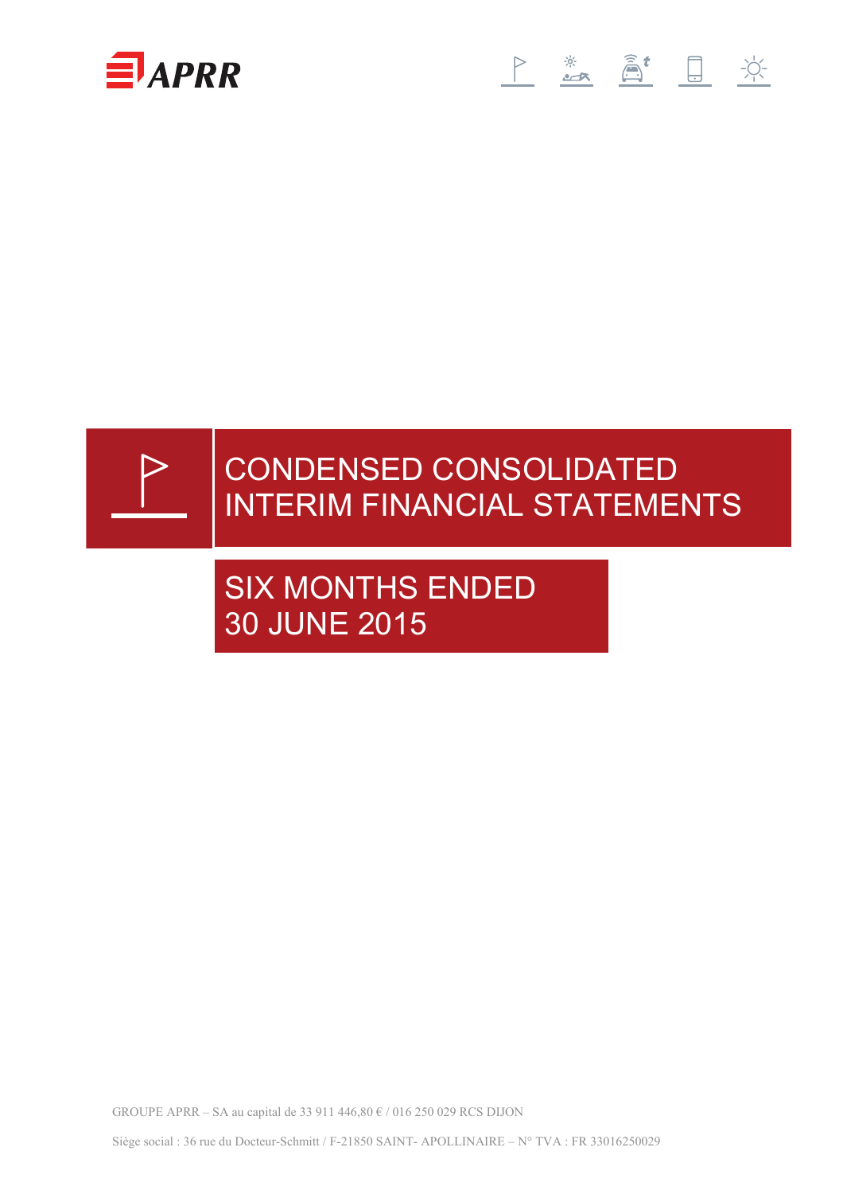APRR

# CONDENSED CONSOLIDATED INTERIM FINANCIAL STATEMENTS

## SIX MONTHS ENDED 30 JUNE 2015

GROUPE APRR – SA au capital de 33 911 446,80 € / 016 250 029 RCS DIJON

Siège social : 36 rue du Docteur-Schmitt / F-21850 SAINT- APOLLINAIRE – N° TVA : FR 33016250029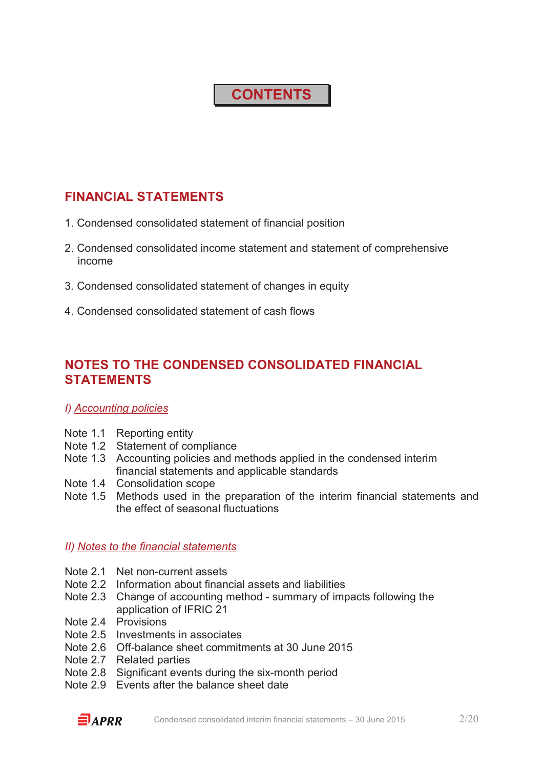# CONTENTS

## FINANCIAL STATEMENTS

1. Condensed consolidated statement of financial position
2. Condensed consolidated income statement and statement of comprehensive income
3. Condensed consolidated statement of changes in equity
4. Condensed consolidated statement of cash flows

## NOTES TO THE CONDENSED CONSOLIDATED FINANCIAL STATEMENTS

### *I) Accounting policies*

Note 1.1 Reporting entity
Note 1.2 Statement of compliance
Note 1.3 Accounting policies and methods applied in the condensed interim financial statements and applicable standards
Note 1.4 Consolidation scope
Note 1.5 Methods used in the preparation of the interim financial statements and the effect of seasonal fluctuations

### *II) Notes to the financial statements*

Note 2.1 Net non-current assets
Note 2.2 Information about financial assets and liabilities
Note 2.3 Change of accounting method - summary of impacts following the application of IFRIC 21
Note 2.4 Provisions
Note 2.5 Investments in associates
Note 2.6 Off-balance sheet commitments at 30 June 2015
Note 2.7 Related parties
Note 2.8 Significant events during the six-month period
Note 2.9 Events after the balance sheet date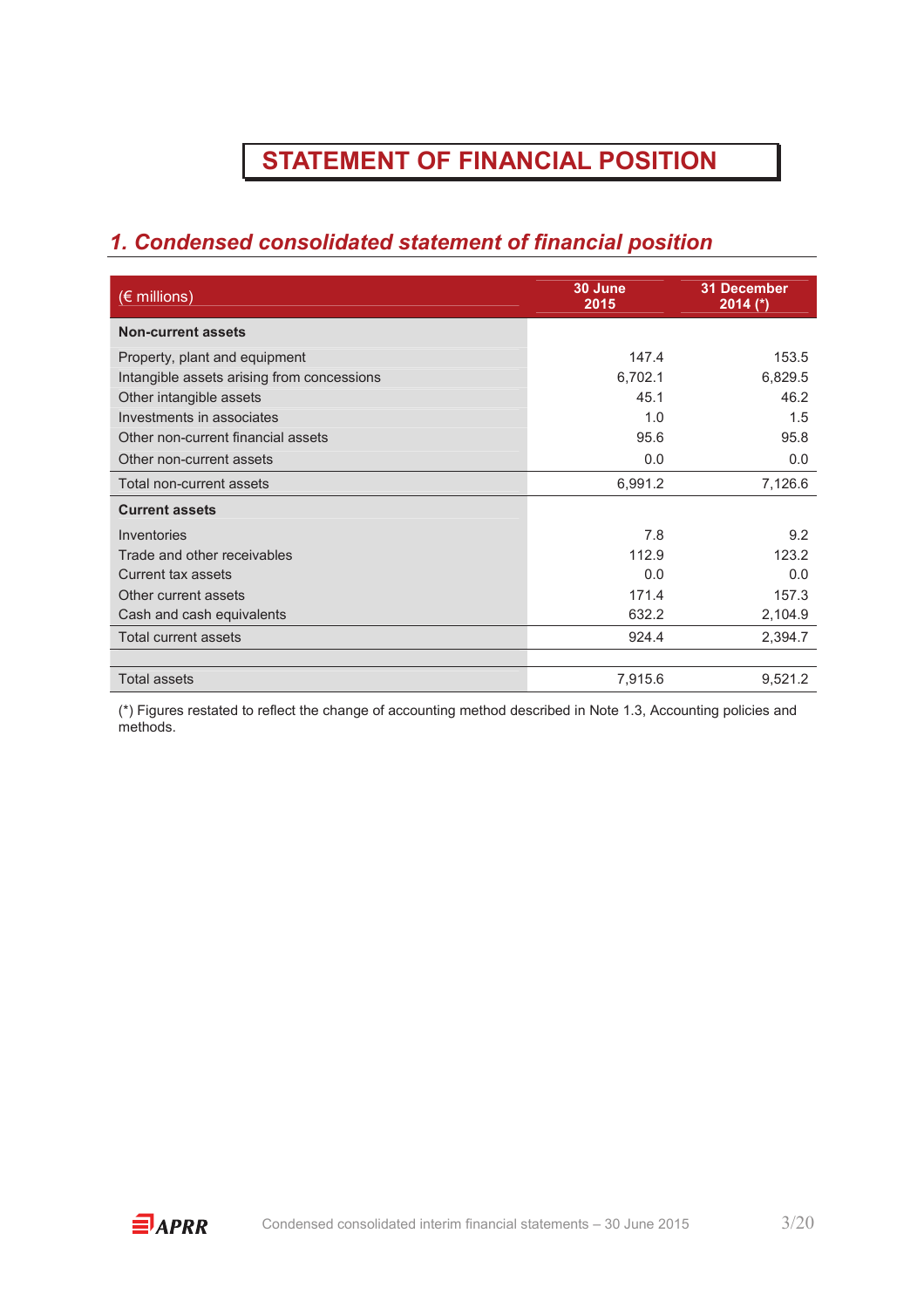# STATEMENT OF FINANCIAL POSITION

## *1. Condensed consolidated statement of financial position*

| (€ millions) | 30 June 2015 | 31 December 2014 (*) |
|---|---|---|
| **Non-current assets** | | |
| Property, plant and equipment | 147.4 | 153.5 |
| Intangible assets arising from concessions | 6,702.1 | 6,829.5 |
| Other intangible assets | 45.1 | 46.2 |
| Investments in associates | 1.0 | 1.5 |
| Other non-current financial assets | 95.6 | 95.8 |
| Other non-current assets | 0.0 | 0.0 |
| Total non-current assets | 6,991.2 | 7,126.6 |
| **Current assets** | | |
| Inventories | 7.8 | 9.2 |
| Trade and other receivables | 112.9 | 123.2 |
| Current tax assets | 0.0 | 0.0 |
| Other current assets | 171.4 | 157.3 |
| Cash and cash equivalents | 632.2 | 2,104.9 |
| Total current assets | 924.4 | 2,394.7 |
| | | |
| Total assets | 7,915.6 | 9,521.2 |

(*) Figures restated to reflect the change of accounting method described in Note 1.3, Accounting policies and methods.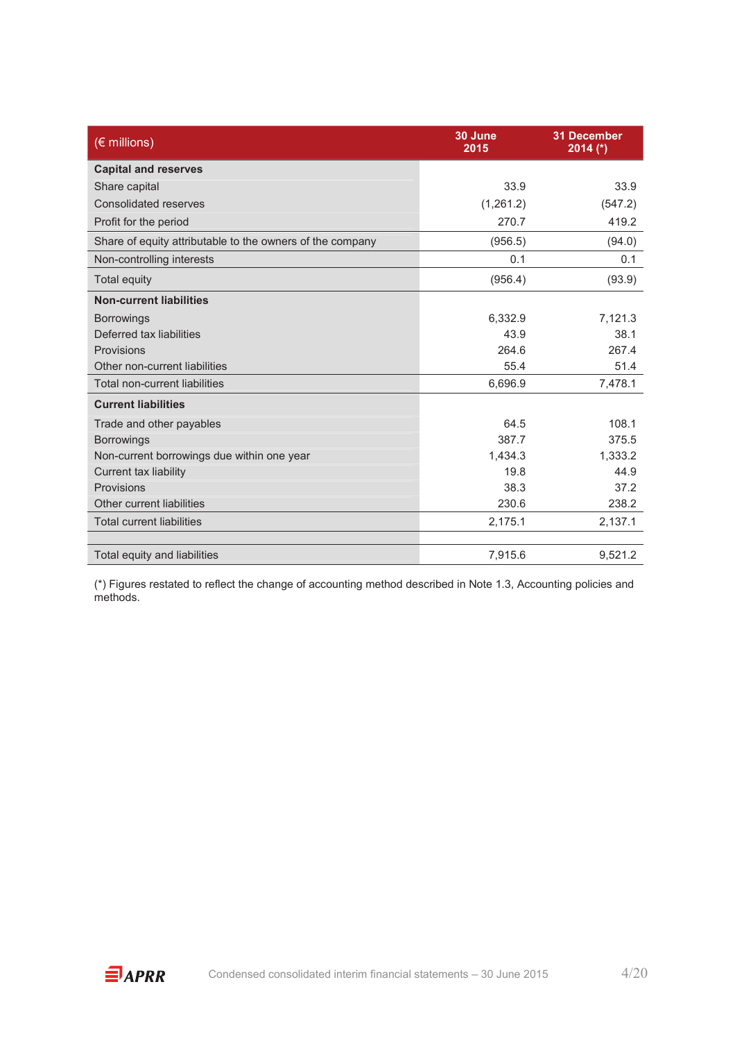| (€ millions) | 30 June 2015 | 31 December 2014 (*) |
|---|---|---|
| **Capital and reserves** | | |
| Share capital | 33.9 | 33.9 |
| Consolidated reserves | (1,261.2) | (547.2) |
| Profit for the period | 270.7 | 419.2 |
| Share of equity attributable to the owners of the company | (956.5) | (94.0) |
| Non-controlling interests | 0.1 | 0.1 |
| Total equity | (956.4) | (93.9) |
| **Non-current liabilities** | | |
| Borrowings | 6,332.9 | 7,121.3 |
| Deferred tax liabilities | 43.9 | 38.1 |
| Provisions | 264.6 | 267.4 |
| Other non-current liabilities | 55.4 | 51.4 |
| Total non-current liabilities | 6,696.9 | 7,478.1 |
| **Current liabilities** | | |
| Trade and other payables | 64.5 | 108.1 |
| Borrowings | 387.7 | 375.5 |
| Non-current borrowings due within one year | 1,434.3 | 1,333.2 |
| Current tax liability | 19.8 | 44.9 |
| Provisions | 38.3 | 37.2 |
| Other current liabilities | 230.6 | 238.2 |
| Total current liabilities | 2,175.1 | 2,137.1 |
| | | |
| Total equity and liabilities | 7,915.6 | 9,521.2 |

(*) Figures restated to reflect the change of accounting method described in Note 1.3, Accounting policies and methods.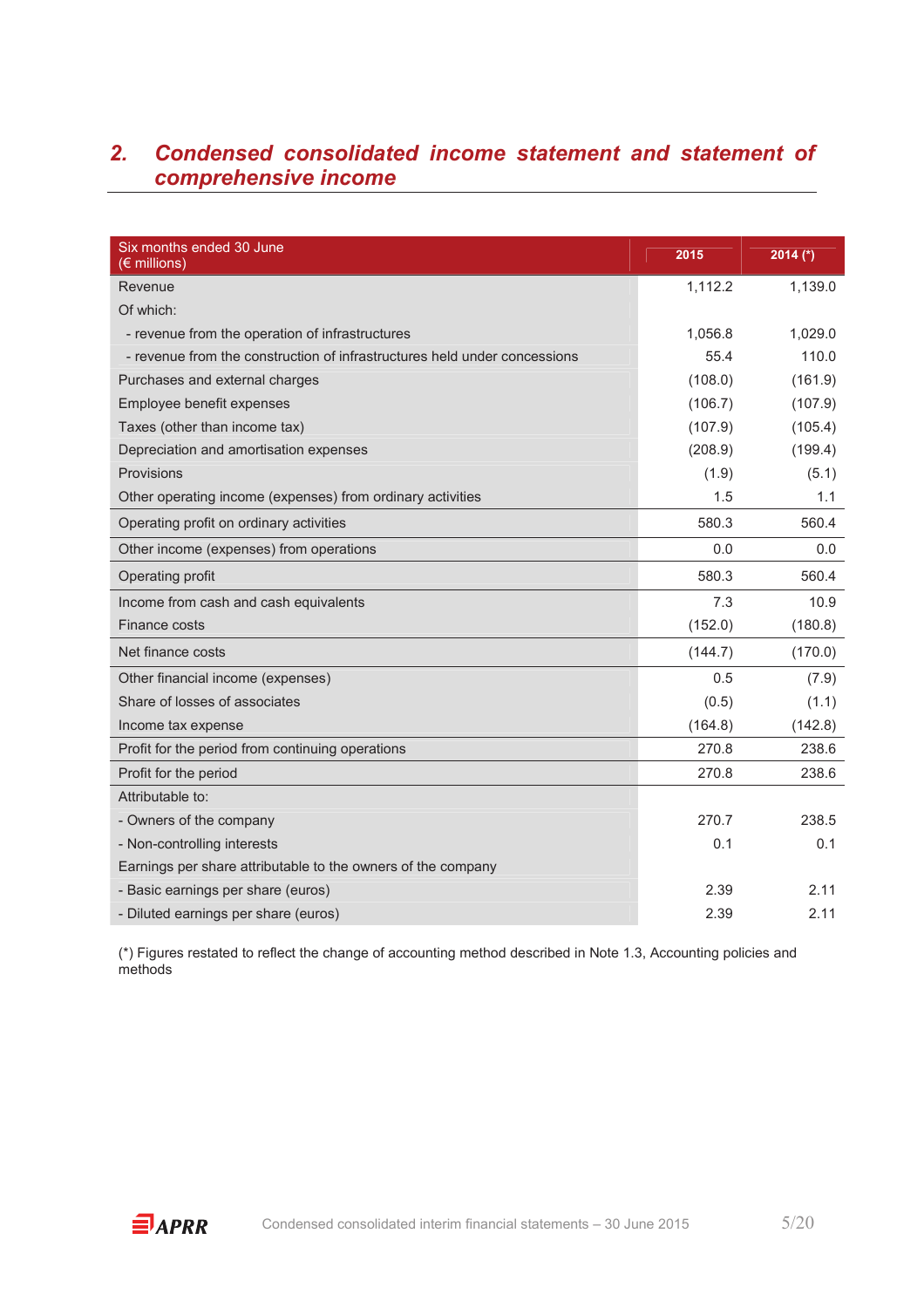## 2. *Condensed consolidated income statement and statement of comprehensive income*

| Six months ended 30 June (€ millions) | 2015 | 2014 (*) |
|---|---|---|
| Revenue | 1,112.2 | 1,139.0 |
| Of which: | | |
| - revenue from the operation of infrastructures | 1,056.8 | 1,029.0 |
| - revenue from the construction of infrastructures held under concessions | 55.4 | 110.0 |
| Purchases and external charges | (108.0) | (161.9) |
| Employee benefit expenses | (106.7) | (107.9) |
| Taxes (other than income tax) | (107.9) | (105.4) |
| Depreciation and amortisation expenses | (208.9) | (199.4) |
| Provisions | (1.9) | (5.1) |
| Other operating income (expenses) from ordinary activities | 1.5 | 1.1 |
| Operating profit on ordinary activities | 580.3 | 560.4 |
| Other income (expenses) from operations | 0.0 | 0.0 |
| Operating profit | 580.3 | 560.4 |
| Income from cash and cash equivalents | 7.3 | 10.9 |
| Finance costs | (152.0) | (180.8) |
| Net finance costs | (144.7) | (170.0) |
| Other financial income (expenses) | 0.5 | (7.9) |
| Share of losses of associates | (0.5) | (1.1) |
| Income tax expense | (164.8) | (142.8) |
| Profit for the period from continuing operations | 270.8 | 238.6 |
| Profit for the period | 270.8 | 238.6 |
| Attributable to: | | |
| - Owners of the company | 270.7 | 238.5 |
| - Non-controlling interests | 0.1 | 0.1 |
| Earnings per share attributable to the owners of the company | | |
| - Basic earnings per share (euros) | 2.39 | 2.11 |
| - Diluted earnings per share (euros) | 2.39 | 2.11 |

(*) Figures restated to reflect the change of accounting method described in Note 1.3, Accounting policies and methods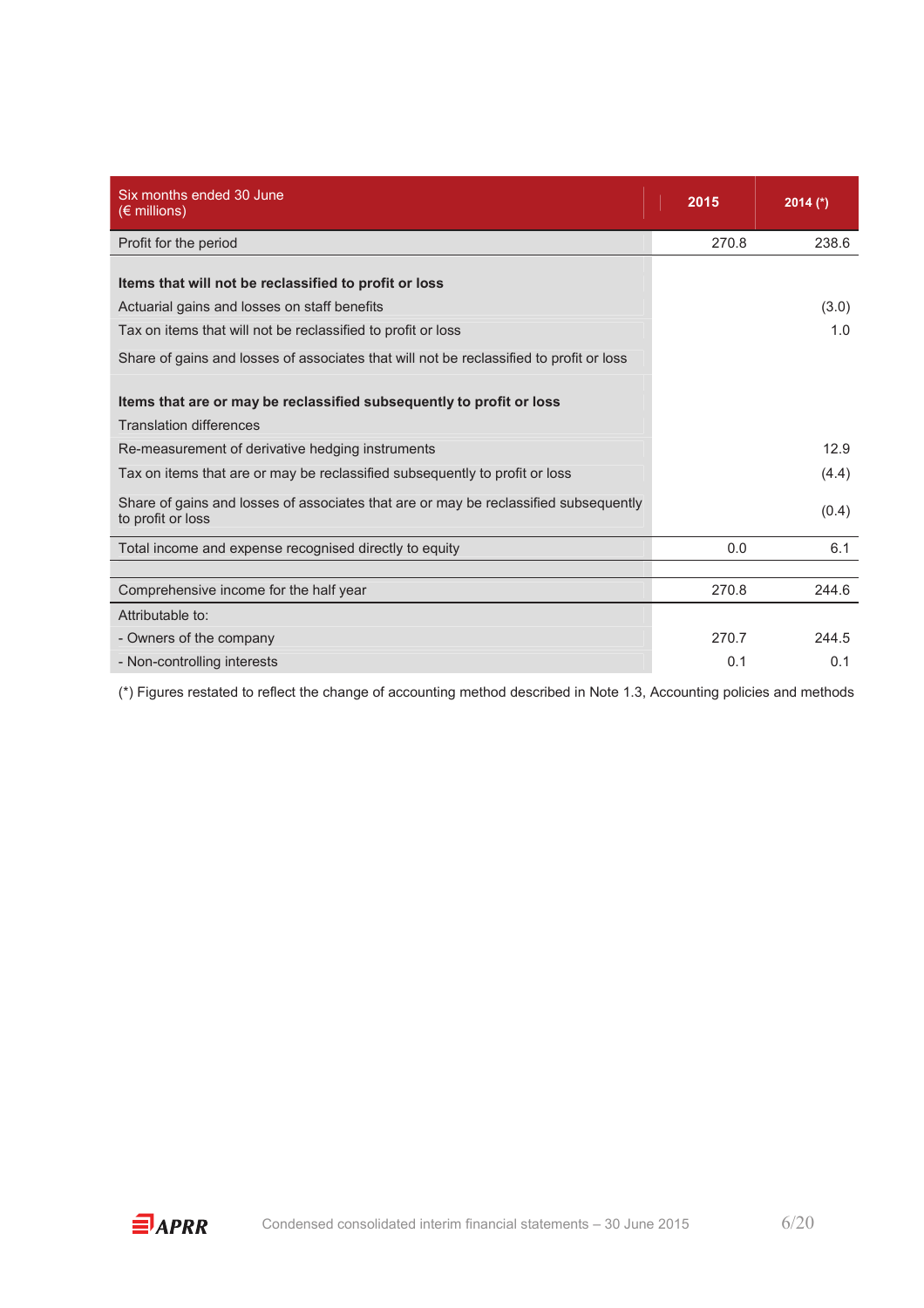| Six months ended 30 June<br>(€ millions) | 2015 | 2014 (*) |
|---|---|---|
| Profit for the period | 270.8 | 238.6 |
| | | |
| **Items that will not be reclassified to profit or loss** | | |
| Actuarial gains and losses on staff benefits | | (3.0) |
| Tax on items that will not be reclassified to profit or loss | | 1.0 |
| Share of gains and losses of associates that will not be reclassified to profit or loss | | |
| | | |
| **Items that are or may be reclassified subsequently to profit or loss** | | |
| Translation differences | | |
| Re-measurement of derivative hedging instruments | | 12.9 |
| Tax on items that are or may be reclassified subsequently to profit or loss | | (4.4) |
| Share of gains and losses of associates that are or may be reclassified subsequently to profit or loss | | (0.4) |
| Total income and expense recognised directly to equity | 0.0 | 6.1 |
| | | |
| Comprehensive income for the half year | 270.8 | 244.6 |
| Attributable to: | | |
| - Owners of the company | 270.7 | 244.5 |
| - Non-controlling interests | 0.1 | 0.1 |

(*) Figures restated to reflect the change of accounting method described in Note 1.3, Accounting policies and methods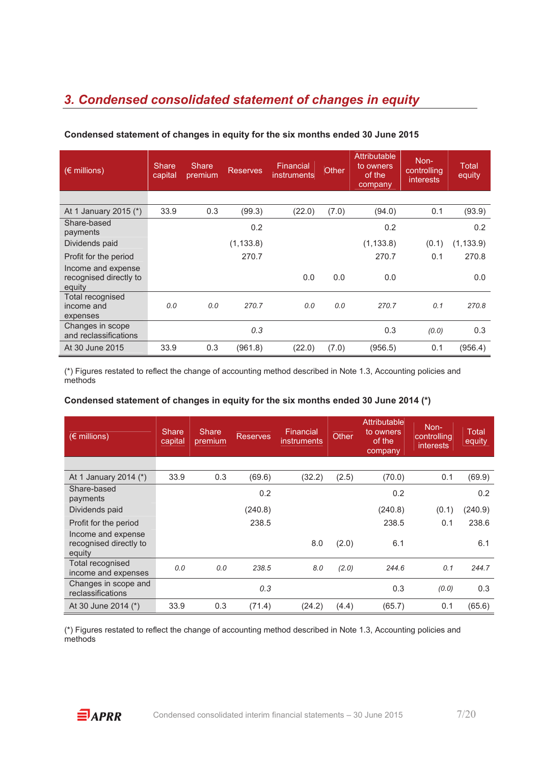## 3. Condensed consolidated statement of changes in equity

**Condensed statement of changes in equity for the six months ended 30 June 2015**

| (€ millions) | Share capital | Share premium | Reserves | Financial instruments | Other | Attributable to owners of the company | Non-controlling interests | Total equity |
|---|---|---|---|---|---|---|---|---|
| At 1 January 2015 (*) | 33.9 | 0.3 | (99.3) | (22.0) | (7.0) | (94.0) | 0.1 | (93.9) |
| Share-based payments | | | 0.2 | | | 0.2 | | 0.2 |
| Dividends paid | | | (1,133.8) | | | (1,133.8) | (0.1) | (1,133.9) |
| Profit for the period | | | 270.7 | | | 270.7 | 0.1 | 270.8 |
| Income and expense recognised directly to equity | | | | 0.0 | 0.0 | 0.0 | | 0.0 |
| Total recognised income and expenses | *0.0* | *0.0* | *270.7* | *0.0* | *0.0* | *270.7* | *0.1* | *270.8* |
| Changes in scope and reclassifications | | | *0.3* | | | 0.3 | *(0.0)* | 0.3 |
| At 30 June 2015 | 33.9 | 0.3 | (961.8) | (22.0) | (7.0) | (956.5) | 0.1 | (956.4) |

(*) Figures restated to reflect the change of accounting method described in Note 1.3, Accounting policies and methods

**Condensed statement of changes in equity for the six months ended 30 June 2014 (*)**

| (€ millions) | Share capital | Share premium | Reserves | Financial instruments | Other | Attributable to owners of the company | Non-controlling interests | Total equity |
|---|---|---|---|---|---|---|---|---|
| At 1 January 2014 (*) | 33.9 | 0.3 | (69.6) | (32.2) | (2.5) | (70.0) | 0.1 | (69.9) |
| Share-based payments | | | 0.2 | | | 0.2 | | 0.2 |
| Dividends paid | | | (240.8) | | | (240.8) | (0.1) | (240.9) |
| Profit for the period | | | 238.5 | | | 238.5 | 0.1 | 238.6 |
| Income and expense recognised directly to equity | | | | 8.0 | (2.0) | 6.1 | | 6.1 |
| Total recognised income and expenses | *0.0* | *0.0* | *238.5* | *8.0* | *(2.0)* | *244.6* | *0.1* | *244.7* |
| Changes in scope and reclassifications | | | *0.3* | | | 0.3 | *(0.0)* | 0.3 |
| At 30 June 2014 (*) | 33.9 | 0.3 | (71.4) | (24.2) | (4.4) | (65.7) | 0.1 | (65.6) |

(*) Figures restated to reflect the change of accounting method described in Note 1.3, Accounting policies and methods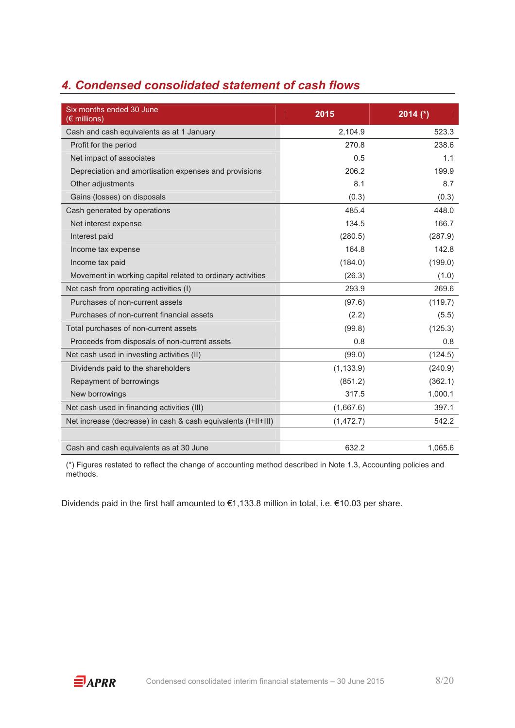## 4. Condensed consolidated statement of cash flows

| Six months ended 30 June (€ millions) | 2015 | 2014 (*) |
|---|---|---|
| Cash and cash equivalents as at 1 January | 2,104.9 | 523.3 |
| Profit for the period | 270.8 | 238.6 |
| Net impact of associates | 0.5 | 1.1 |
| Depreciation and amortisation expenses and provisions | 206.2 | 199.9 |
| Other adjustments | 8.1 | 8.7 |
| Gains (losses) on disposals | (0.3) | (0.3) |
| Cash generated by operations | 485.4 | 448.0 |
| Net interest expense | 134.5 | 166.7 |
| Interest paid | (280.5) | (287.9) |
| Income tax expense | 164.8 | 142.8 |
| Income tax paid | (184.0) | (199.0) |
| Movement in working capital related to ordinary activities | (26.3) | (1.0) |
| Net cash from operating activities (I) | 293.9 | 269.6 |
| Purchases of non-current assets | (97.6) | (119.7) |
| Purchases of non-current financial assets | (2.2) | (5.5) |
| Total purchases of non-current assets | (99.8) | (125.3) |
| Proceeds from disposals of non-current assets | 0.8 | 0.8 |
| Net cash used in investing activities (II) | (99.0) | (124.5) |
| Dividends paid to the shareholders | (1,133.9) | (240.9) |
| Repayment of borrowings | (851.2) | (362.1) |
| New borrowings | 317.5 | 1,000.1 |
| Net cash used in financing activities (III) | (1,667.6) | 397.1 |
| Net increase (decrease) in cash & cash equivalents (I+II+III) | (1,472.7) | 542.2 |
| | | |
| Cash and cash equivalents as at 30 June | 632.2 | 1,065.6 |

(*) Figures restated to reflect the change of accounting method described in Note 1.3, Accounting policies and methods.

Dividends paid in the first half amounted to €1,133.8 million in total, i.e. €10.03 per share.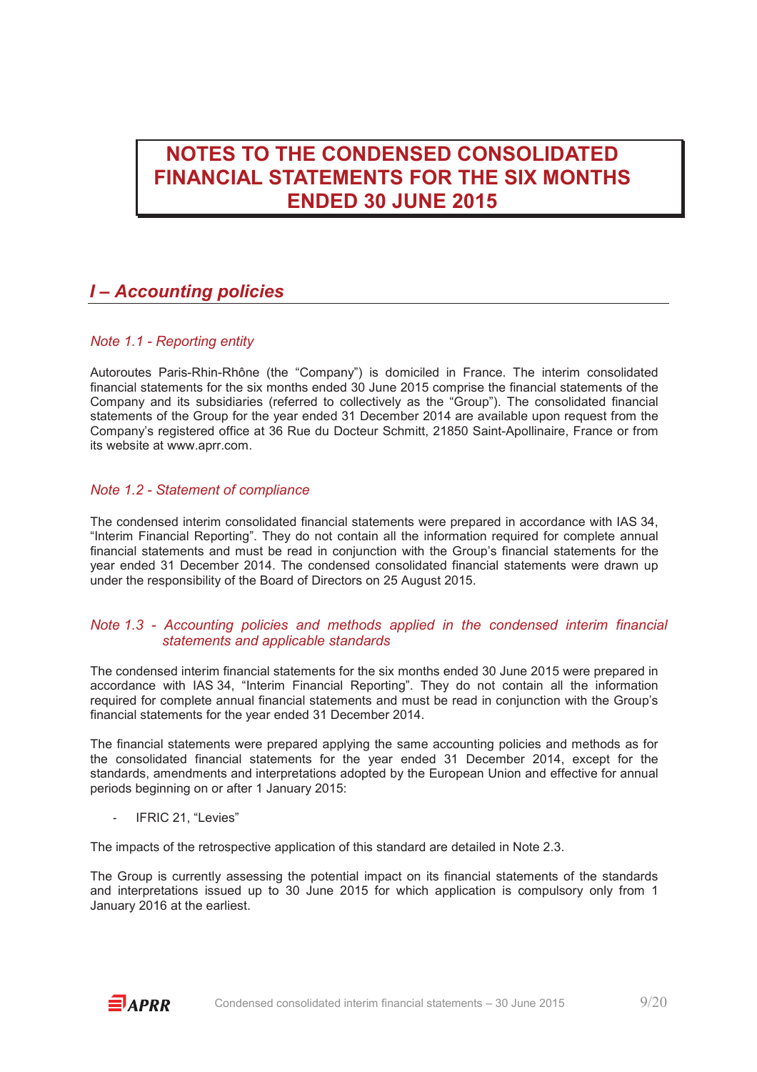# NOTES TO THE CONDENSED CONSOLIDATED FINANCIAL STATEMENTS FOR THE SIX MONTHS ENDED 30 JUNE 2015

## *I – Accounting policies*

### *Note 1.1 - Reporting entity*

Autoroutes Paris-Rhin-Rhône (the “Company”) is domiciled in France. The interim consolidated financial statements for the six months ended 30 June 2015 comprise the financial statements of the Company and its subsidiaries (referred to collectively as the “Group”). The consolidated financial statements of the Group for the year ended 31 December 2014 are available upon request from the Company’s registered office at 36 Rue du Docteur Schmitt, 21850 Saint-Apollinaire, France or from its website at www.aprr.com.

### *Note 1.2 - Statement of compliance*

The condensed interim consolidated financial statements were prepared in accordance with IAS 34, “Interim Financial Reporting”. They do not contain all the information required for complete annual financial statements and must be read in conjunction with the Group’s financial statements for the year ended 31 December 2014. The condensed consolidated financial statements were drawn up under the responsibility of the Board of Directors on 25 August 2015.

### *Note 1.3 - Accounting policies and methods applied in the condensed interim financial statements and applicable standards*

The condensed interim financial statements for the six months ended 30 June 2015 were prepared in accordance with IAS 34, “Interim Financial Reporting”. They do not contain all the information required for complete annual financial statements and must be read in conjunction with the Group’s financial statements for the year ended 31 December 2014.

The financial statements were prepared applying the same accounting policies and methods as for the consolidated financial statements for the year ended 31 December 2014, except for the standards, amendments and interpretations adopted by the European Union and effective for annual periods beginning on or after 1 January 2015:

- IFRIC 21, “Levies”

The impacts of the retrospective application of this standard are detailed in Note 2.3.

The Group is currently assessing the potential impact on its financial statements of the standards and interpretations issued up to 30 June 2015 for which application is compulsory only from 1 January 2016 at the earliest.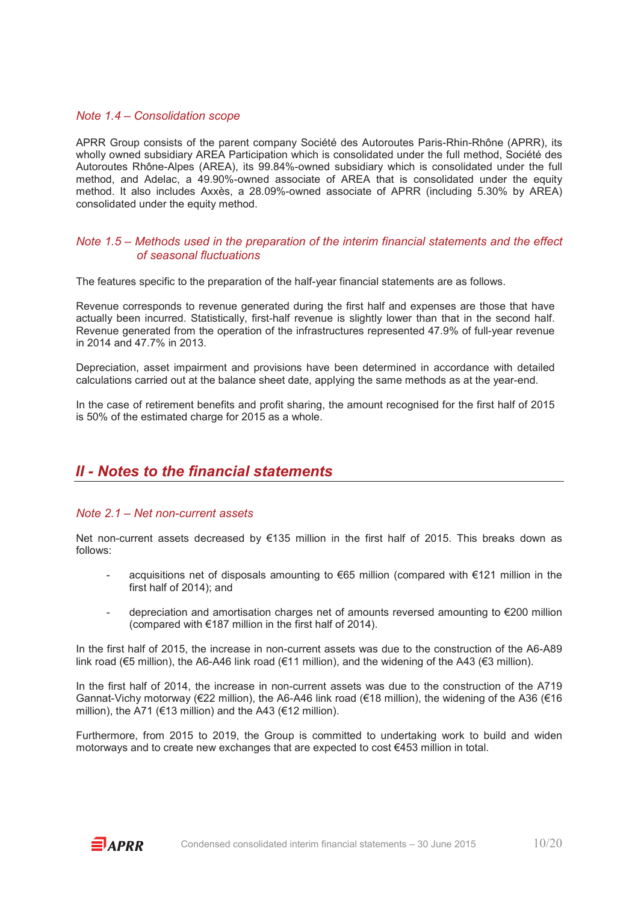### *Note 1.4 – Consolidation scope*

APRR Group consists of the parent company Société des Autoroutes Paris-Rhin-Rhône (APRR), its wholly owned subsidiary AREA Participation which is consolidated under the full method, Société des Autoroutes Rhône-Alpes (AREA), its 99.84%-owned subsidiary which is consolidated under the full method, and Adelac, a 49.90%-owned associate of AREA that is consolidated under the equity method. It also includes Axxès, a 28.09%-owned associate of APRR (including 5.30% by AREA) consolidated under the equity method.

### *Note 1.5 – Methods used in the preparation of the interim financial statements and the effect of seasonal fluctuations*

The features specific to the preparation of the half-year financial statements are as follows.

Revenue corresponds to revenue generated during the first half and expenses are those that have actually been incurred. Statistically, first-half revenue is slightly lower than that in the second half. Revenue generated from the operation of the infrastructures represented 47.9% of full-year revenue in 2014 and 47.7% in 2013.

Depreciation, asset impairment and provisions have been determined in accordance with detailed calculations carried out at the balance sheet date, applying the same methods as at the year-end.

In the case of retirement benefits and profit sharing, the amount recognised for the first half of 2015 is 50% of the estimated charge for 2015 as a whole.

## *II - Notes to the financial statements*

### *Note 2.1 – Net non-current assets*

Net non-current assets decreased by €135 million in the first half of 2015. This breaks down as follows:

- acquisitions net of disposals amounting to €65 million (compared with €121 million in the first half of 2014); and
- depreciation and amortisation charges net of amounts reversed amounting to €200 million (compared with €187 million in the first half of 2014).

In the first half of 2015, the increase in non-current assets was due to the construction of the A6-A89 link road (€5 million), the A6-A46 link road (€11 million), and the widening of the A43 (€3 million).

In the first half of 2014, the increase in non-current assets was due to the construction of the A719 Gannat-Vichy motorway (€22 million), the A6-A46 link road (€18 million), the widening of the A36 (€16 million), the A71 (€13 million) and the A43 (€12 million).

Furthermore, from 2015 to 2019, the Group is committed to undertaking work to build and widen motorways and to create new exchanges that are expected to cost €453 million in total.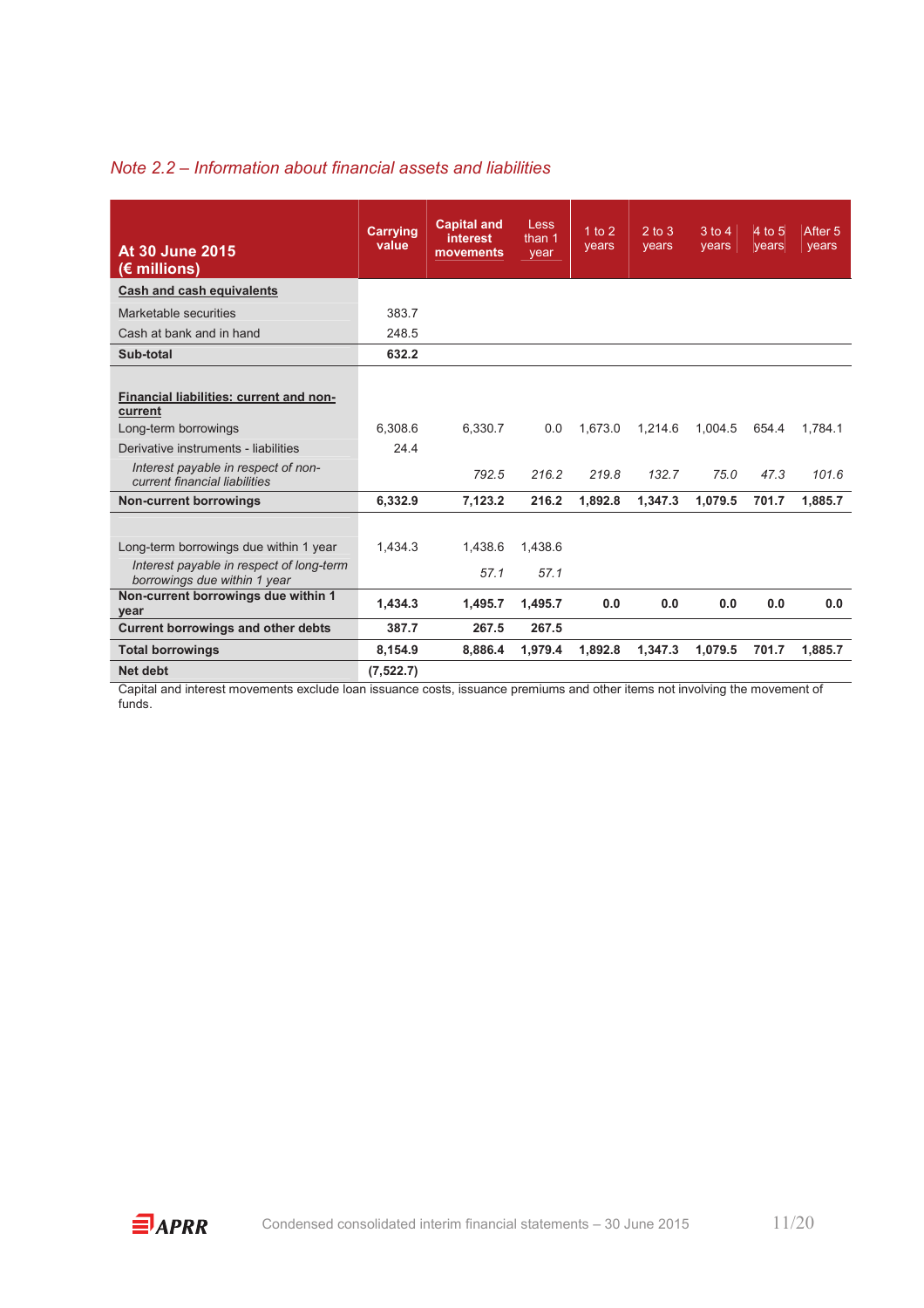*Note 2.2 – Information about financial assets and liabilities*

| At 30 June 2015 (€ millions) | Carrying value | Capital and interest movements | Less than 1 year | 1 to 2 years | 2 to 3 years | 3 to 4 years | 4 to 5 years | After 5 years |
|---|---|---|---|---|---|---|---|---|
| **Cash and cash equivalents** | | | | | | | | |
| Marketable securities | 383.7 | | | | | | | |
| Cash at bank and in hand | 248.5 | | | | | | | |
| **Sub-total** | **632.2** | | | | | | | |
| | | | | | | | | |
| **Financial liabilities: current and non-current** | | | | | | | | |
| Long-term borrowings | 6,308.6 | 6,330.7 | 0.0 | 1,673.0 | 1,214.6 | 1,004.5 | 654.4 | 1,784.1 |
| Derivative instruments - liabilities | 24.4 | | | | | | | |
| *Interest payable in respect of non-current financial liabilities* | | *792.5* | *216.2* | *219.8* | *132.7* | *75.0* | *47.3* | *101.6* |
| **Non-current borrowings** | **6,332.9** | **7,123.2** | **216.2** | **1,892.8** | **1,347.3** | **1,079.5** | **701.7** | **1,885.7** |
| | | | | | | | | |
| Long-term borrowings due within 1 year | 1,434.3 | 1,438.6 | 1,438.6 | | | | | |
| *Interest payable in respect of long-term borrowings due within 1 year* | | *57.1* | *57.1* | | | | | |
| **Non-current borrowings due within 1 year** | **1,434.3** | **1,495.7** | **1,495.7** | **0.0** | **0.0** | **0.0** | **0.0** | **0.0** |
| **Current borrowings and other debts** | **387.7** | **267.5** | **267.5** | | | | | |
| **Total borrowings** | **8,154.9** | **8,886.4** | **1,979.4** | **1,892.8** | **1,347.3** | **1,079.5** | **701.7** | **1,885.7** |
| **Net debt** | **(7,522.7)** | | | | | | | |

Capital and interest movements exclude loan issuance costs, issuance premiums and other items not involving the movement of funds.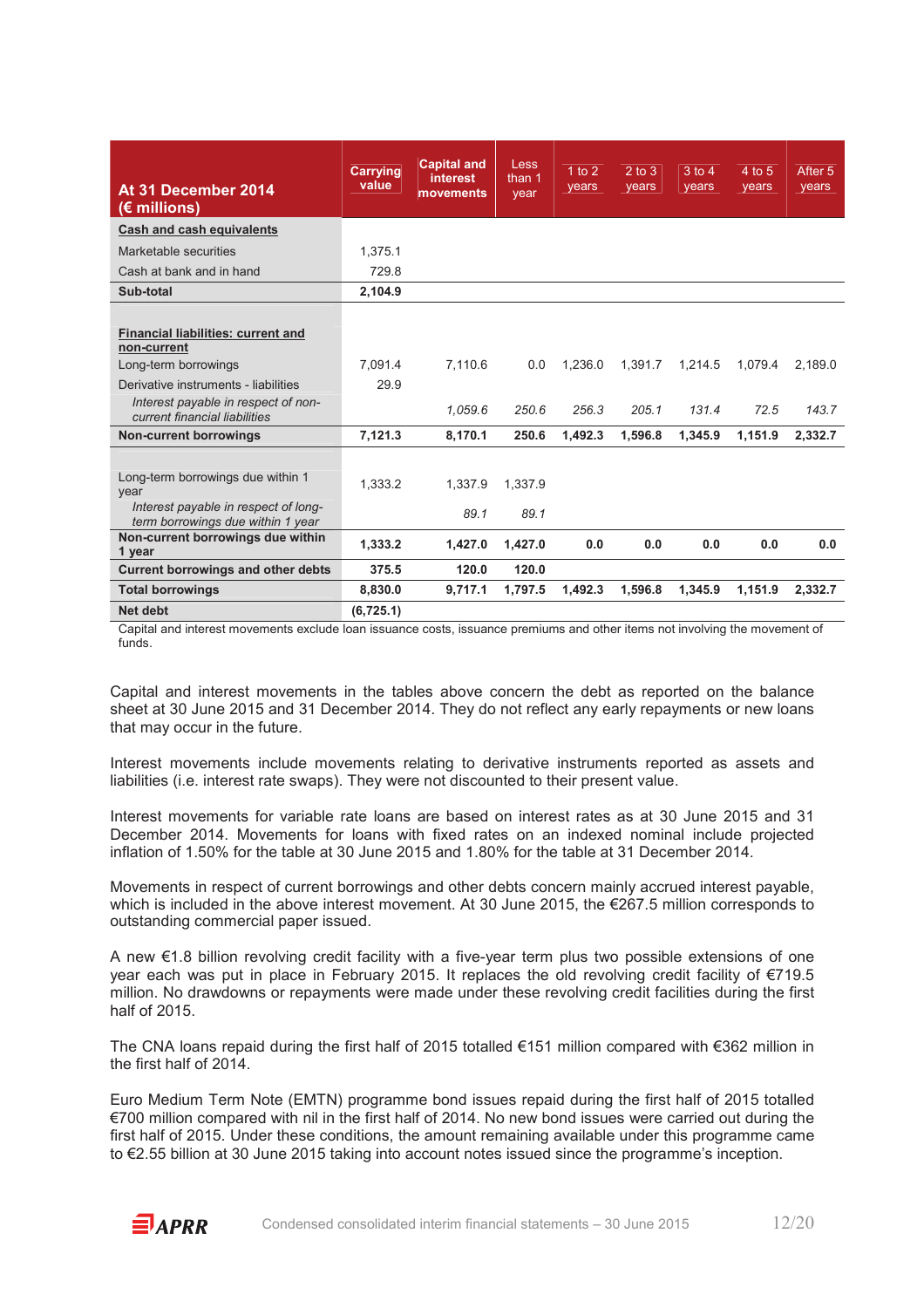| At 31 December 2014 (€ millions) | Carrying value | Capital and interest movements | Less than 1 year | 1 to 2 years | 2 to 3 years | 3 to 4 years | 4 to 5 years | After 5 years |
|---|---|---|---|---|---|---|---|---|
| **Cash and cash equivalents** | | | | | | | | |
| Marketable securities | 1,375.1 | | | | | | | |
| Cash at bank and in hand | 729.8 | | | | | | | |
| **Sub-total** | **2,104.9** | | | | | | | |
| | | | | | | | | |
| **Financial liabilities: current and non-current** | | | | | | | | |
| Long-term borrowings | 7,091.4 | 7,110.6 | 0.0 | 1,236.0 | 1,391.7 | 1,214.5 | 1,079.4 | 2,189.0 |
| Derivative instruments - liabilities | 29.9 | | | | | | | |
| *Interest payable in respect of non-current financial liabilities* | | *1,059.6* | *250.6* | *256.3* | *205.1* | *131.4* | *72.5* | *143.7* |
| **Non-current borrowings** | **7,121.3** | **8,170.1** | **250.6** | **1,492.3** | **1,596.8** | **1,345.9** | **1,151.9** | **2,332.7** |
| | | | | | | | | |
| Long-term borrowings due within 1 year | 1,333.2 | 1,337.9 | 1,337.9 | | | | | |
| *Interest payable in respect of long-term borrowings due within 1 year* | | *89.1* | *89.1* | | | | | |
| **Non-current borrowings due within 1 year** | **1,333.2** | **1,427.0** | **1,427.0** | **0.0** | **0.0** | **0.0** | **0.0** | **0.0** |
| **Current borrowings and other debts** | **375.5** | **120.0** | **120.0** | | | | | |
| **Total borrowings** | **8,830.0** | **9,717.1** | **1,797.5** | **1,492.3** | **1,596.8** | **1,345.9** | **1,151.9** | **2,332.7** |
| **Net debt** | **(6,725.1)** | | | | | | | |

Capital and interest movements exclude loan issuance costs, issuance premiums and other items not involving the movement of funds.

Capital and interest movements in the tables above concern the debt as reported on the balance sheet at 30 June 2015 and 31 December 2014. They do not reflect any early repayments or new loans that may occur in the future.

Interest movements include movements relating to derivative instruments reported as assets and liabilities (i.e. interest rate swaps). They were not discounted to their present value.

Interest movements for variable rate loans are based on interest rates as at 30 June 2015 and 31 December 2014. Movements for loans with fixed rates on an indexed nominal include projected inflation of 1.50% for the table at 30 June 2015 and 1.80% for the table at 31 December 2014.

Movements in respect of current borrowings and other debts concern mainly accrued interest payable, which is included in the above interest movement. At 30 June 2015, the €267.5 million corresponds to outstanding commercial paper issued.

A new €1.8 billion revolving credit facility with a five-year term plus two possible extensions of one year each was put in place in February 2015. It replaces the old revolving credit facility of €719.5 million. No drawdowns or repayments were made under these revolving credit facilities during the first half of 2015.

The CNA loans repaid during the first half of 2015 totalled €151 million compared with €362 million in the first half of 2014.

Euro Medium Term Note (EMTN) programme bond issues repaid during the first half of 2015 totalled €700 million compared with nil in the first half of 2014. No new bond issues were carried out during the first half of 2015. Under these conditions, the amount remaining available under this programme came to €2.55 billion at 30 June 2015 taking into account notes issued since the programme's inception.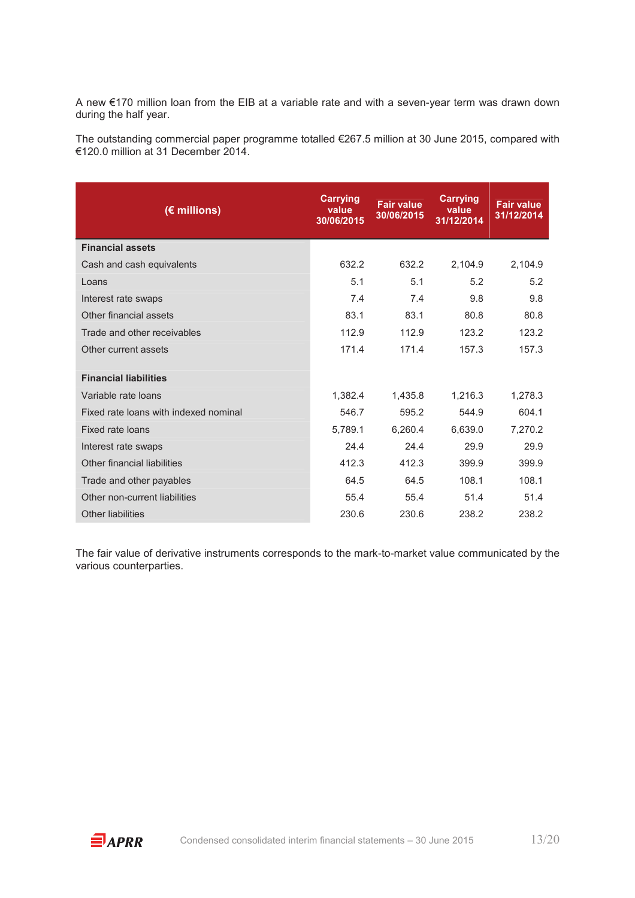A new €170 million loan from the EIB at a variable rate and with a seven-year term was drawn down during the half year.

The outstanding commercial paper programme totalled €267.5 million at 30 June 2015, compared with €120.0 million at 31 December 2014.

| (€ millions) | Carrying value 30/06/2015 | Fair value 30/06/2015 | Carrying value 31/12/2014 | Fair value 31/12/2014 |
|---|---|---|---|---|
| **Financial assets** | | | | |
| Cash and cash equivalents | 632.2 | 632.2 | 2,104.9 | 2,104.9 |
| Loans | 5.1 | 5.1 | 5.2 | 5.2 |
| Interest rate swaps | 7.4 | 7.4 | 9.8 | 9.8 |
| Other financial assets | 83.1 | 83.1 | 80.8 | 80.8 |
| Trade and other receivables | 112.9 | 112.9 | 123.2 | 123.2 |
| Other current assets | 171.4 | 171.4 | 157.3 | 157.3 |
| **Financial liabilities** | | | | |
| Variable rate loans | 1,382.4 | 1,435.8 | 1,216.3 | 1,278.3 |
| Fixed rate loans with indexed nominal | 546.7 | 595.2 | 544.9 | 604.1 |
| Fixed rate loans | 5,789.1 | 6,260.4 | 6,639.0 | 7,270.2 |
| Interest rate swaps | 24.4 | 24.4 | 29.9 | 29.9 |
| Other financial liabilities | 412.3 | 412.3 | 399.9 | 399.9 |
| Trade and other payables | 64.5 | 64.5 | 108.1 | 108.1 |
| Other non-current liabilities | 55.4 | 55.4 | 51.4 | 51.4 |
| Other liabilities | 230.6 | 230.6 | 238.2 | 238.2 |

The fair value of derivative instruments corresponds to the mark-to-market value communicated by the various counterparties.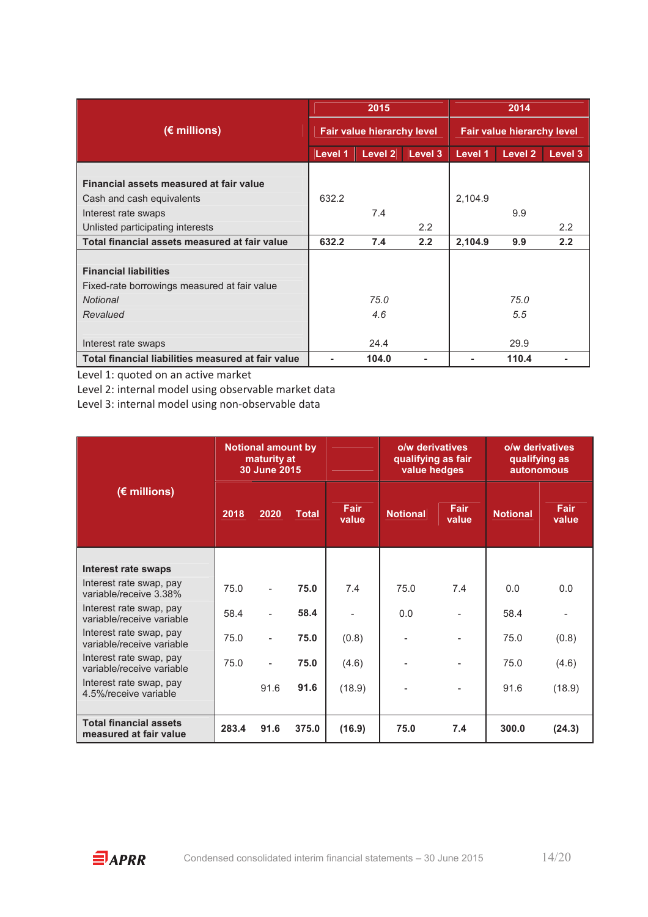| (€ millions) | 2015 | | | 2014 | | |
|---|---|---|---|---|---|---|
| | Fair value hierarchy level | | | Fair value hierarchy level | | |
| | Level 1 | Level 2 | Level 3 | Level 1 | Level 2 | Level 3 |
| **Financial assets measured at fair value** | | | | | | |
| Cash and cash equivalents | 632.2 | | | 2,104.9 | | |
| Interest rate swaps | | 7.4 | | | 9.9 | |
| Unlisted participating interests | | | 2.2 | | | 2.2 |
| **Total financial assets measured at fair value** | **632.2** | **7.4** | **2.2** | **2,104.9** | **9.9** | **2.2** |
| **Financial liabilities** | | | | | | |
| Fixed-rate borrowings measured at fair value | | | | | | |
| *Notional* | | *75.0* | | | *75.0* | |
| *Revalued* | | *4.6* | | | *5.5* | |
| Interest rate swaps | | 24.4 | | | 29.9 | |
| **Total financial liabilities measured at fair value** | **-** | **104.0** | **-** | **-** | **110.4** | **-** |

Level 1: quoted on an active market

Level 2: internal model using observable market data

Level 3: internal model using non-observable data

| (€ millions) | Notional amount by maturity at 30 June 2015 | | | | o/w derivatives qualifying as fair value hedges | | o/w derivatives qualifying as autonomous | |
|---|---|---|---|---|---|---|---|---|
| | 2018 | 2020 | Total | Fair value | Notional | Fair value | Notional | Fair value |
| **Interest rate swaps** | | | | | | | | |
| Interest rate swap, pay variable/receive 3.38% | 75.0 | - | **75.0** | 7.4 | 75.0 | 7.4 | 0.0 | 0.0 |
| Interest rate swap, pay variable/receive variable | 58.4 | - | **58.4** | - | 0.0 | - | 58.4 | - |
| Interest rate swap, pay variable/receive variable | 75.0 | - | **75.0** | (0.8) | - | - | 75.0 | (0.8) |
| Interest rate swap, pay variable/receive variable | 75.0 | - | **75.0** | (4.6) | - | - | 75.0 | (4.6) |
| Interest rate swap, pay 4.5%/receive variable | | 91.6 | **91.6** | (18.9) | - | - | 91.6 | (18.9) |
| **Total financial assets measured at fair value** | **283.4** | **91.6** | **375.0** | **(16.9)** | **75.0** | **7.4** | **300.0** | **(24.3)** |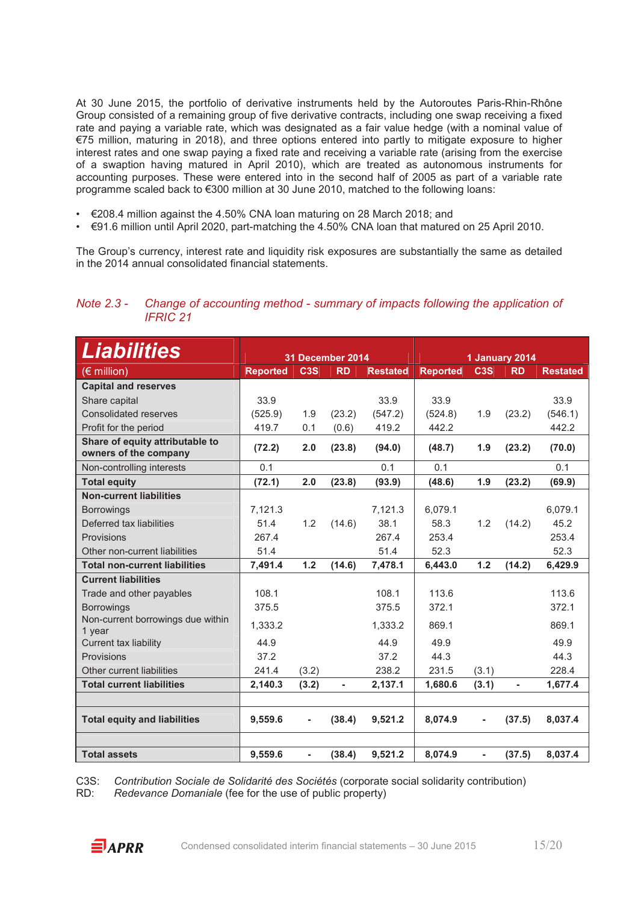At 30 June 2015, the portfolio of derivative instruments held by the Autoroutes Paris-Rhin-Rhône Group consisted of a remaining group of five derivative contracts, including one swap receiving a fixed rate and paying a variable rate, which was designated as a fair value hedge (with a nominal value of €75 million, maturing in 2018), and three options entered into partly to mitigate exposure to higher interest rates and one swap paying a fixed rate and receiving a variable rate (arising from the exercise of a swaption having matured in April 2010), which are treated as autonomous instruments for accounting purposes. These were entered into in the second half of 2005 as part of a variable rate programme scaled back to €300 million at 30 June 2010, matched to the following loans:

- €208.4 million against the 4.50% CNA loan maturing on 28 March 2018; and
- €91.6 million until April 2020, part-matching the 4.50% CNA loan that matured on 25 April 2010.

The Group's currency, interest rate and liquidity risk exposures are substantially the same as detailed in the 2014 annual consolidated financial statements.

## *Note 2.3 - Change of accounting method - summary of impacts following the application of IFRIC 21*

| **Liabilities** | 31 December 2014 | | | | 1 January 2014 | | | |
|---|---|---|---|---|---|---|---|---|
| (€ million) | Reported | C3S | RD | Restated | Reported | C3S | RD | Restated |
| **Capital and reserves** | | | | | | | | |
| Share capital | 33.9 | | | 33.9 | 33.9 | | | 33.9 |
| Consolidated reserves | (525.9) | 1.9 | (23.2) | (547.2) | (524.8) | 1.9 | (23.2) | (546.1) |
| Profit for the period | 419.7 | 0.1 | (0.6) | 419.2 | 442.2 | | | 442.2 |
| **Share of equity attributable to owners of the company** | **(72.2)** | **2.0** | **(23.8)** | **(94.0)** | **(48.7)** | **1.9** | **(23.2)** | **(70.0)** |
| Non-controlling interests | 0.1 | | | 0.1 | 0.1 | | | 0.1 |
| **Total equity** | **(72.1)** | **2.0** | **(23.8)** | **(93.9)** | **(48.6)** | **1.9** | **(23.2)** | **(69.9)** |
| **Non-current liabilities** | | | | | | | | |
| Borrowings | 7,121.3 | | | 7,121.3 | 6,079.1 | | | 6,079.1 |
| Deferred tax liabilities | 51.4 | 1.2 | (14.6) | 38.1 | 58.3 | 1.2 | (14.2) | 45.2 |
| Provisions | 267.4 | | | 267.4 | 253.4 | | | 253.4 |
| Other non-current liabilities | 51.4 | | | 51.4 | 52.3 | | | 52.3 |
| **Total non-current liabilities** | **7,491.4** | **1.2** | **(14.6)** | **7,478.1** | **6,443.0** | **1.2** | **(14.2)** | **6,429.9** |
| **Current liabilities** | | | | | | | | |
| Trade and other payables | 108.1 | | | 108.1 | 113.6 | | | 113.6 |
| Borrowings | 375.5 | | | 375.5 | 372.1 | | | 372.1 |
| Non-current borrowings due within 1 year | 1,333.2 | | | 1,333.2 | 869.1 | | | 869.1 |
| Current tax liability | 44.9 | | | 44.9 | 49.9 | | | 49.9 |
| Provisions | 37.2 | | | 37.2 | 44.3 | | | 44.3 |
| Other current liabilities | 241.4 | (3.2) | | 238.2 | 231.5 | (3.1) | | 228.4 |
| **Total current liabilities** | **2,140.3** | **(3.2)** | **-** | **2,137.1** | **1,680.6** | **(3.1)** | **-** | **1,677.4** |
| | | | | | | | | |
| **Total equity and liabilities** | **9,559.6** | **-** | **(38.4)** | **9,521.2** | **8,074.9** | **-** | **(37.5)** | **8,037.4** |
| | | | | | | | | |
| **Total assets** | **9,559.6** | **-** | **(38.4)** | **9,521.2** | **8,074.9** | **-** | **(37.5)** | **8,037.4** |

C3S: *Contribution Sociale de Solidarité des Sociétés* (corporate social solidarity contribution)
RD: *Redevance Domaniale* (fee for the use of public property)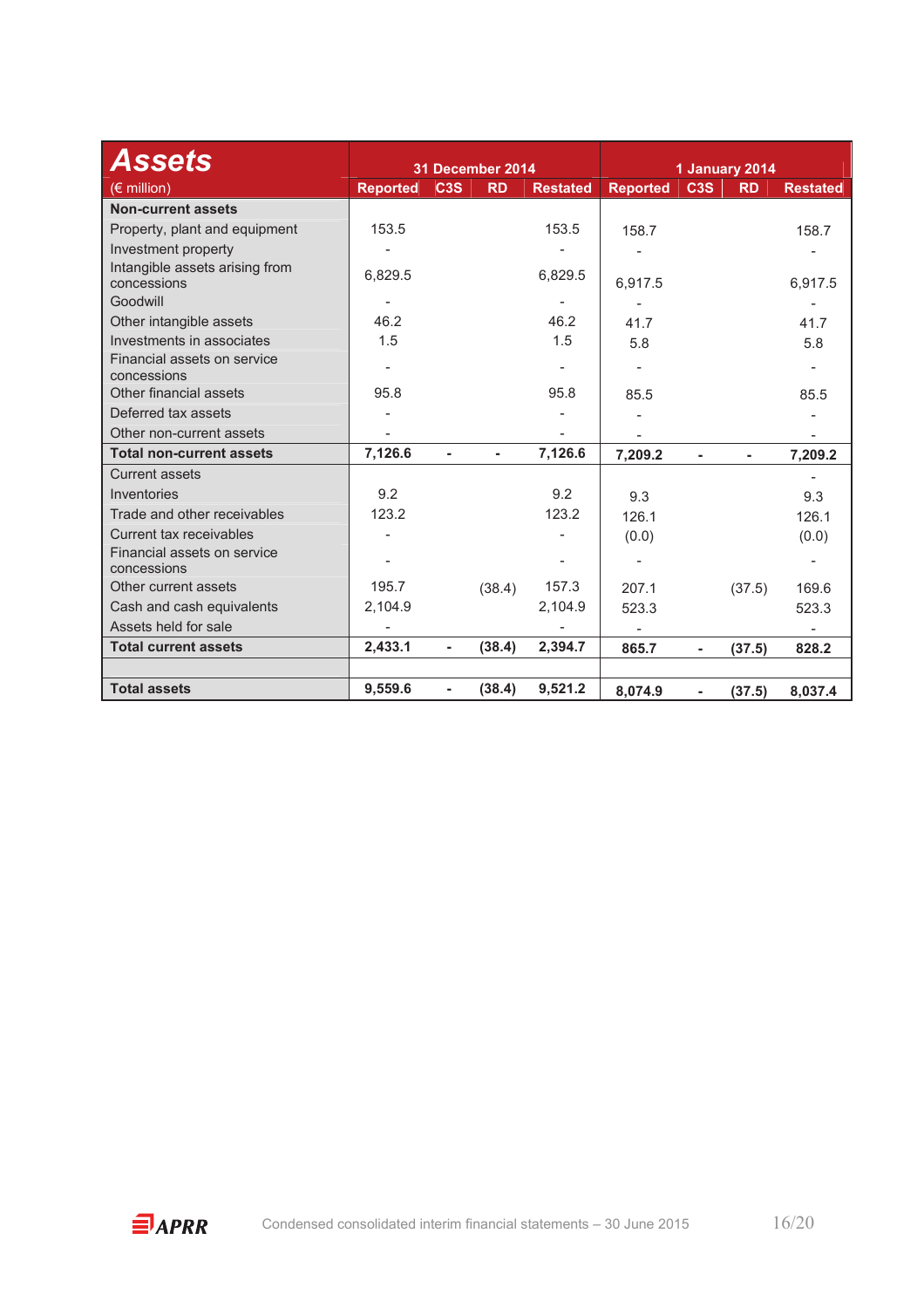| **Assets** (€ million) | 31 December 2014 | | | | 1 January 2014 | | | |
|---|---|---|---|---|---|---|---|---|
| | Reported | C3S | RD | Restated | Reported | C3S | RD | Restated |
| **Non-current assets** | | | | | | | | |
| Property, plant and equipment | 153.5 | | | 153.5 | 158.7 | | | 158.7 |
| Investment property | - | | | - | - | | | - |
| Intangible assets arising from concessions | 6,829.5 | | | 6,829.5 | 6,917.5 | | | 6,917.5 |
| Goodwill | - | | | - | - | | | - |
| Other intangible assets | 46.2 | | | 46.2 | 41.7 | | | 41.7 |
| Investments in associates | 1.5 | | | 1.5 | 5.8 | | | 5.8 |
| Financial assets on service concessions | - | | | - | - | | | - |
| Other financial assets | 95.8 | | | 95.8 | 85.5 | | | 85.5 |
| Deferred tax assets | - | | | - | - | | | - |
| Other non-current assets | - | | | - | - | | | - |
| **Total non-current assets** | **7,126.6** | **-** | **-** | **7,126.6** | **7,209.2** | **-** | **-** | **7,209.2** |
| Current assets | | | | | | | | - |
| Inventories | 9.2 | | | 9.2 | 9.3 | | | 9.3 |
| Trade and other receivables | 123.2 | | | 123.2 | 126.1 | | | 126.1 |
| Current tax receivables | - | | | - | (0.0) | | | (0.0) |
| Financial assets on service concessions | - | | | - | - | | | - |
| Other current assets | 195.7 | | (38.4) | 157.3 | 207.1 | | (37.5) | 169.6 |
| Cash and cash equivalents | 2,104.9 | | | 2,104.9 | 523.3 | | | 523.3 |
| Assets held for sale | - | | | - | - | | | - |
| **Total current assets** | **2,433.1** | **-** | **(38.4)** | **2,394.7** | **865.7** | **-** | **(37.5)** | **828.2** |
| | | | | | | | | |
| **Total assets** | **9,559.6** | **-** | **(38.4)** | **9,521.2** | **8,074.9** | **-** | **(37.5)** | **8,037.4** |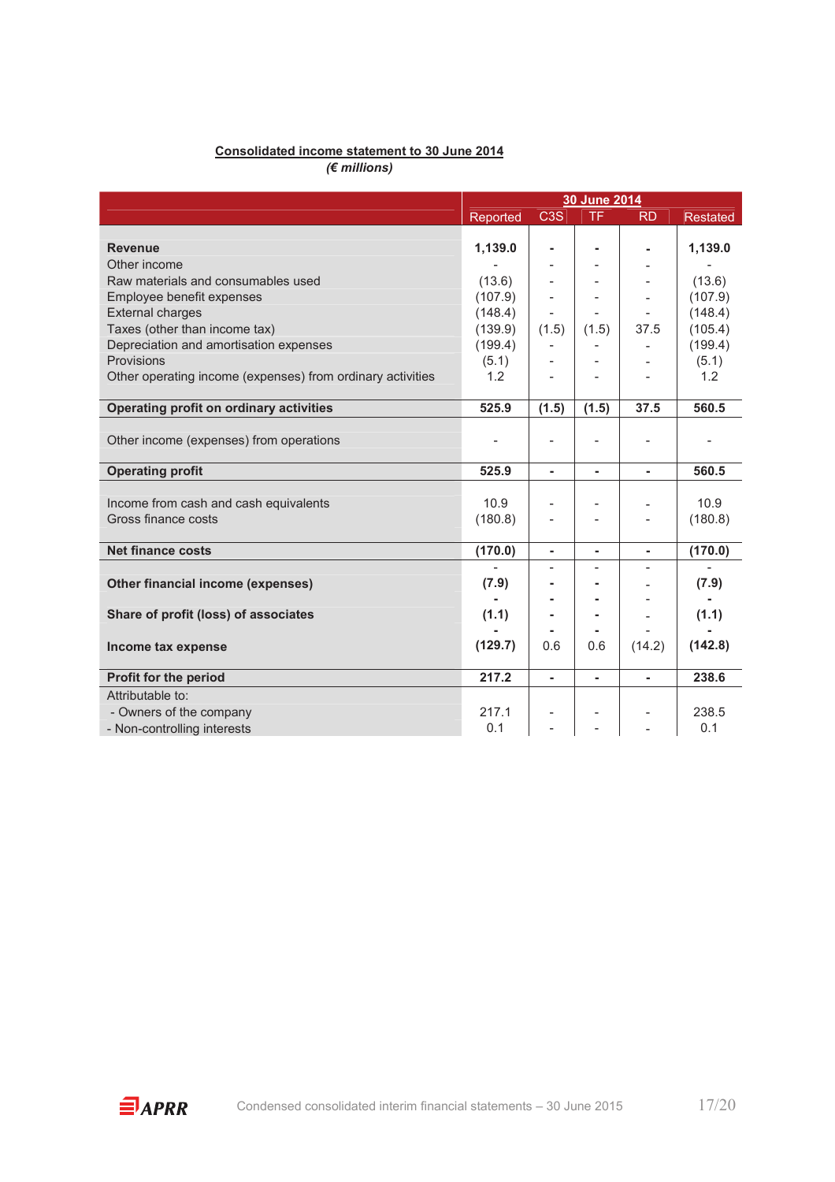**Consolidated income statement to 30 June 2014**

***(€ millions)***

| | 30 June 2014 | | | | |
|---|---|---|---|---|---|
| | Reported | C3S | TF | RD | Restated |
| **Revenue** | **1,139.0** | **-** | **-** | **-** | **1,139.0** |
| Other income | - | - | - | - | - |
| Raw materials and consumables used | (13.6) | - | - | - | (13.6) |
| Employee benefit expenses | (107.9) | - | - | - | (107.9) |
| External charges | (148.4) | - | - | - | (148.4) |
| Taxes (other than income tax) | (139.9) | (1.5) | (1.5) | 37.5 | (105.4) |
| Depreciation and amortisation expenses | (199.4) | - | - | - | (199.4) |
| Provisions | (5.1) | - | - | - | (5.1) |
| Other operating income (expenses) from ordinary activities | 1.2 | - | - | - | 1.2 |
| **Operating profit on ordinary activities** | **525.9** | **(1.5)** | **(1.5)** | **37.5** | **560.5** |
| Other income (expenses) from operations | - | - | - | - | - |
| **Operating profit** | **525.9** | **-** | **-** | **-** | **560.5** |
| Income from cash and cash equivalents | 10.9 | - | - | - | 10.9 |
| Gross finance costs | (180.8) | - | - | - | (180.8) |
| **Net finance costs** | **(170.0)** | **-** | **-** | **-** | **(170.0)** |
| **Other financial income (expenses)** | **(7.9)** | **-** | **-** | - | **(7.9)** |
| **Share of profit (loss) of associates** | **(1.1)** | **-** | **-** | - | **(1.1)** |
| **Income tax expense** | **(129.7)** | 0.6 | 0.6 | (14.2) | **(142.8)** |
| **Profit for the period** | **217.2** | **-** | **-** | **-** | **238.6** |
| Attributable to: | | | | | |
| - Owners of the company | 217.1 | - | - | - | 238.5 |
| - Non-controlling interests | 0.1 | - | - | - | 0.1 |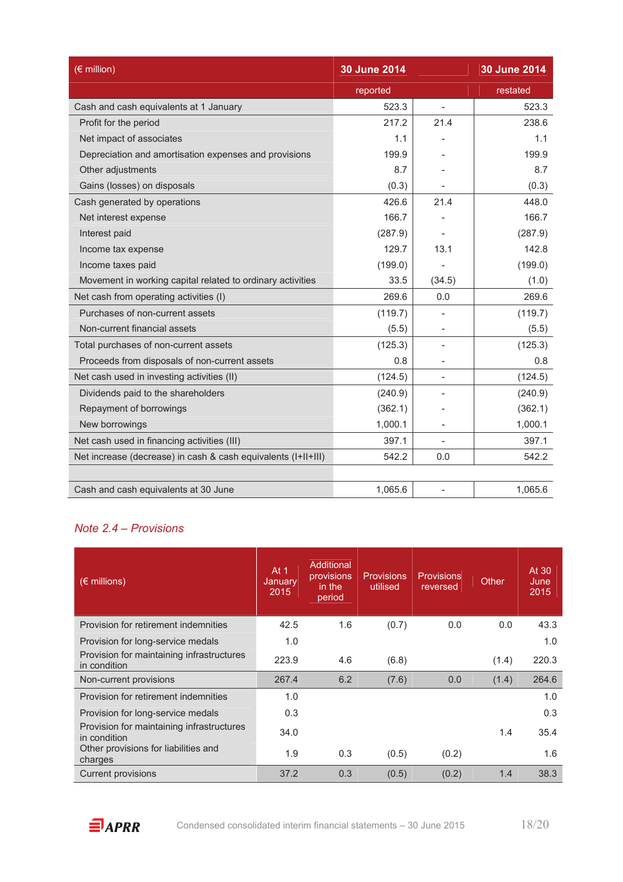| (€ million) | 30 June 2014 | | 30 June 2014 |
|---|---|---|---|
| | reported | | restated |
| Cash and cash equivalents at 1 January | 523.3 | - | 523.3 |
| Profit for the period | 217.2 | 21.4 | 238.6 |
| Net impact of associates | 1.1 | - | 1.1 |
| Depreciation and amortisation expenses and provisions | 199.9 | - | 199.9 |
| Other adjustments | 8.7 | - | 8.7 |
| Gains (losses) on disposals | (0.3) | - | (0.3) |
| Cash generated by operations | 426.6 | 21.4 | 448.0 |
| Net interest expense | 166.7 | - | 166.7 |
| Interest paid | (287.9) | - | (287.9) |
| Income tax expense | 129.7 | 13.1 | 142.8 |
| Income taxes paid | (199.0) | - | (199.0) |
| Movement in working capital related to ordinary activities | 33.5 | (34.5) | (1.0) |
| Net cash from operating activities (I) | 269.6 | 0.0 | 269.6 |
| Purchases of non-current assets | (119.7) | - | (119.7) |
| Non-current financial assets | (5.5) | - | (5.5) |
| Total purchases of non-current assets | (125.3) | - | (125.3) |
| Proceeds from disposals of non-current assets | 0.8 | - | 0.8 |
| Net cash used in investing activities (II) | (124.5) | - | (124.5) |
| Dividends paid to the shareholders | (240.9) | - | (240.9) |
| Repayment of borrowings | (362.1) | - | (362.1) |
| New borrowings | 1,000.1 | - | 1,000.1 |
| Net cash used in financing activities (III) | 397.1 | - | 397.1 |
| Net increase (decrease) in cash & cash equivalents (I+II+III) | 542.2 | 0.0 | 542.2 |
| | | | |
| Cash and cash equivalents at 30 June | 1,065.6 | - | 1,065.6 |

## *Note 2.4 – Provisions*

| (€ millions) | At 1 January 2015 | Additional provisions in the period | Provisions utilised | Provisions reversed | Other | At 30 June 2015 |
|---|---|---|---|---|---|---|
| Provision for retirement indemnities | 42.5 | 1.6 | (0.7) | 0.0 | 0.0 | 43.3 |
| Provision for long-service medals | 1.0 | | | | | 1.0 |
| Provision for maintaining infrastructures in condition | 223.9 | 4.6 | (6.8) | | (1.4) | 220.3 |
| Non-current provisions | 267.4 | 6.2 | (7.6) | 0.0 | (1.4) | 264.6 |
| Provision for retirement indemnities | 1.0 | | | | | 1.0 |
| Provision for long-service medals | 0.3 | | | | | 0.3 |
| Provision for maintaining infrastructures in condition | 34.0 | | | | 1.4 | 35.4 |
| Other provisions for liabilities and charges | 1.9 | 0.3 | (0.5) | (0.2) | | 1.6 |
| Current provisions | 37.2 | 0.3 | (0.5) | (0.2) | 1.4 | 38.3 |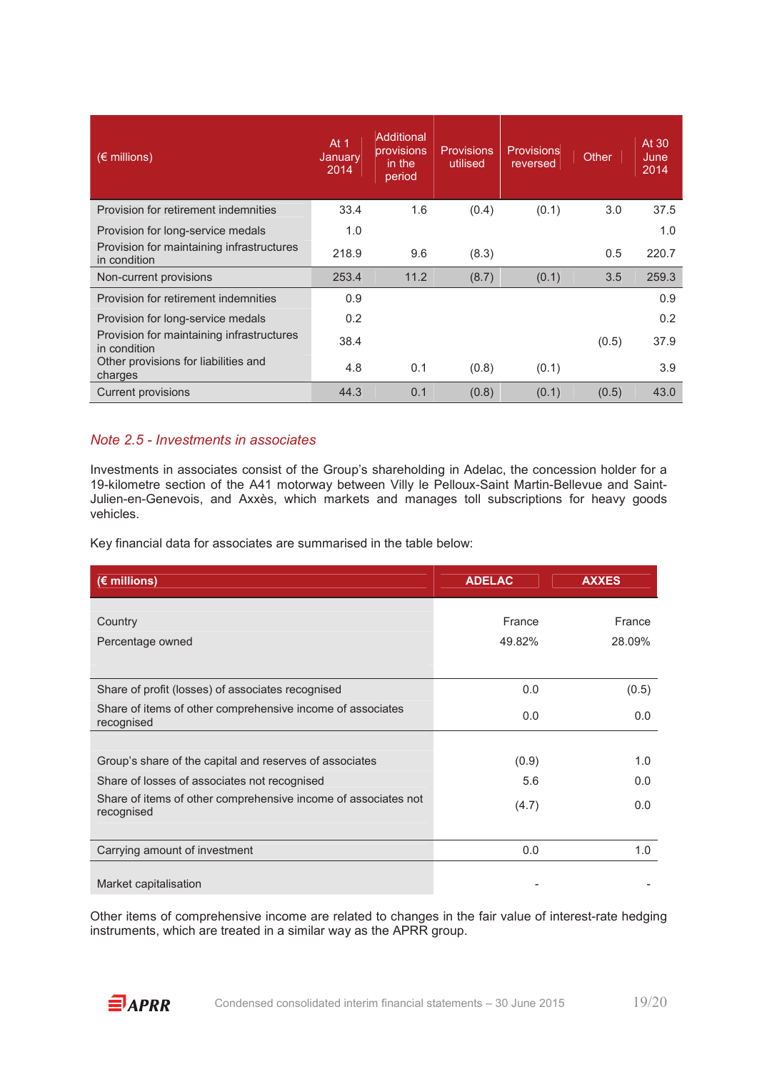| (€ millions) | At 1 January 2014 | Additional provisions in the period | Provisions utilised | Provisions reversed | Other | At 30 June 2014 |
|---|---|---|---|---|---|---|
| Provision for retirement indemnities | 33.4 | 1.6 | (0.4) | (0.1) | 3.0 | 37.5 |
| Provision for long-service medals | 1.0 | | | | | 1.0 |
| Provision for maintaining infrastructures in condition | 218.9 | 9.6 | (8.3) | | 0.5 | 220.7 |
| Non-current provisions | 253.4 | 11.2 | (8.7) | (0.1) | 3.5 | 259.3 |
| Provision for retirement indemnities | 0.9 | | | | | 0.9 |
| Provision for long-service medals | 0.2 | | | | | 0.2 |
| Provision for maintaining infrastructures in condition | 38.4 | | | | (0.5) | 37.9 |
| Other provisions for liabilities and charges | 4.8 | 0.1 | (0.8) | (0.1) | | 3.9 |
| Current provisions | 44.3 | 0.1 | (0.8) | (0.1) | (0.5) | 43.0 |

## *Note 2.5 - Investments in associates*

Investments in associates consist of the Group's shareholding in Adelac, the concession holder for a 19-kilometre section of the A41 motorway between Villy le Pelloux-Saint Martin-Bellevue and Saint-Julien-en-Genevois, and Axxès, which markets and manages toll subscriptions for heavy goods vehicles.

Key financial data for associates are summarised in the table below:

| **(€ millions)** | **ADELAC** | **AXXES** |
|---|---|---|
| Country | France | France |
| Percentage owned | 49.82% | 28.09% |
| Share of profit (losses) of associates recognised | 0.0 | (0.5) |
| Share of items of other comprehensive income of associates recognised | 0.0 | 0.0 |
| Group's share of the capital and reserves of associates | (0.9) | 1.0 |
| Share of losses of associates not recognised | 5.6 | 0.0 |
| Share of items of other comprehensive income of associates not recognised | (4.7) | 0.0 |
| Carrying amount of investment | 0.0 | 1.0 |
| Market capitalisation | - | - |

Other items of comprehensive income are related to changes in the fair value of interest-rate hedging instruments, which are treated in a similar way as the APRR group.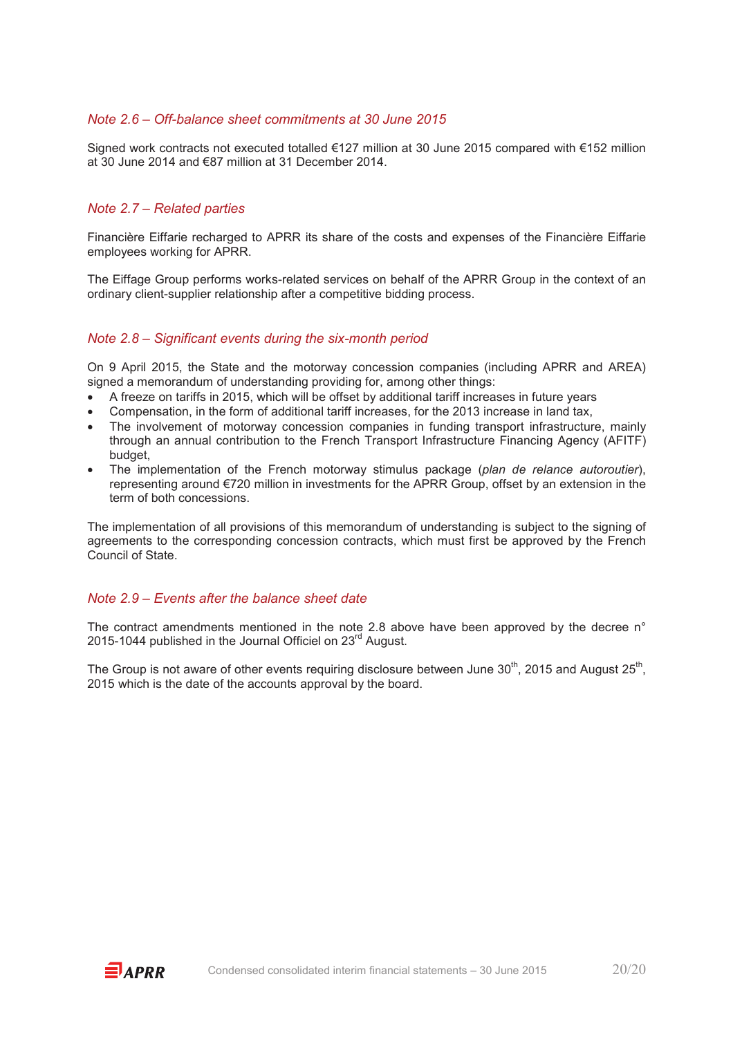### *Note 2.6 – Off-balance sheet commitments at 30 June 2015*

Signed work contracts not executed totalled €127 million at 30 June 2015 compared with €152 million at 30 June 2014 and €87 million at 31 December 2014.

### *Note 2.7 – Related parties*

Financière Eiffarie recharged to APRR its share of the costs and expenses of the Financière Eiffarie employees working for APRR.

The Eiffage Group performs works-related services on behalf of the APRR Group in the context of an ordinary client-supplier relationship after a competitive bidding process.

### *Note 2.8 – Significant events during the six-month period*

On 9 April 2015, the State and the motorway concession companies (including APRR and AREA) signed a memorandum of understanding providing for, among other things:

- A freeze on tariffs in 2015, which will be offset by additional tariff increases in future years
- Compensation, in the form of additional tariff increases, for the 2013 increase in land tax,
- The involvement of motorway concession companies in funding transport infrastructure, mainly through an annual contribution to the French Transport Infrastructure Financing Agency (AFITF) budget,
- The implementation of the French motorway stimulus package (*plan de relance autoroutier*), representing around €720 million in investments for the APRR Group, offset by an extension in the term of both concessions.

The implementation of all provisions of this memorandum of understanding is subject to the signing of agreements to the corresponding concession contracts, which must first be approved by the French Council of State.

### *Note 2.9 – Events after the balance sheet date*

The contract amendments mentioned in the note 2.8 above have been approved by the decree n° 2015-1044 published in the Journal Officiel on 23rd August.

The Group is not aware of other events requiring disclosure between June 30th, 2015 and August 25th, 2015 which is the date of the accounts approval by the board.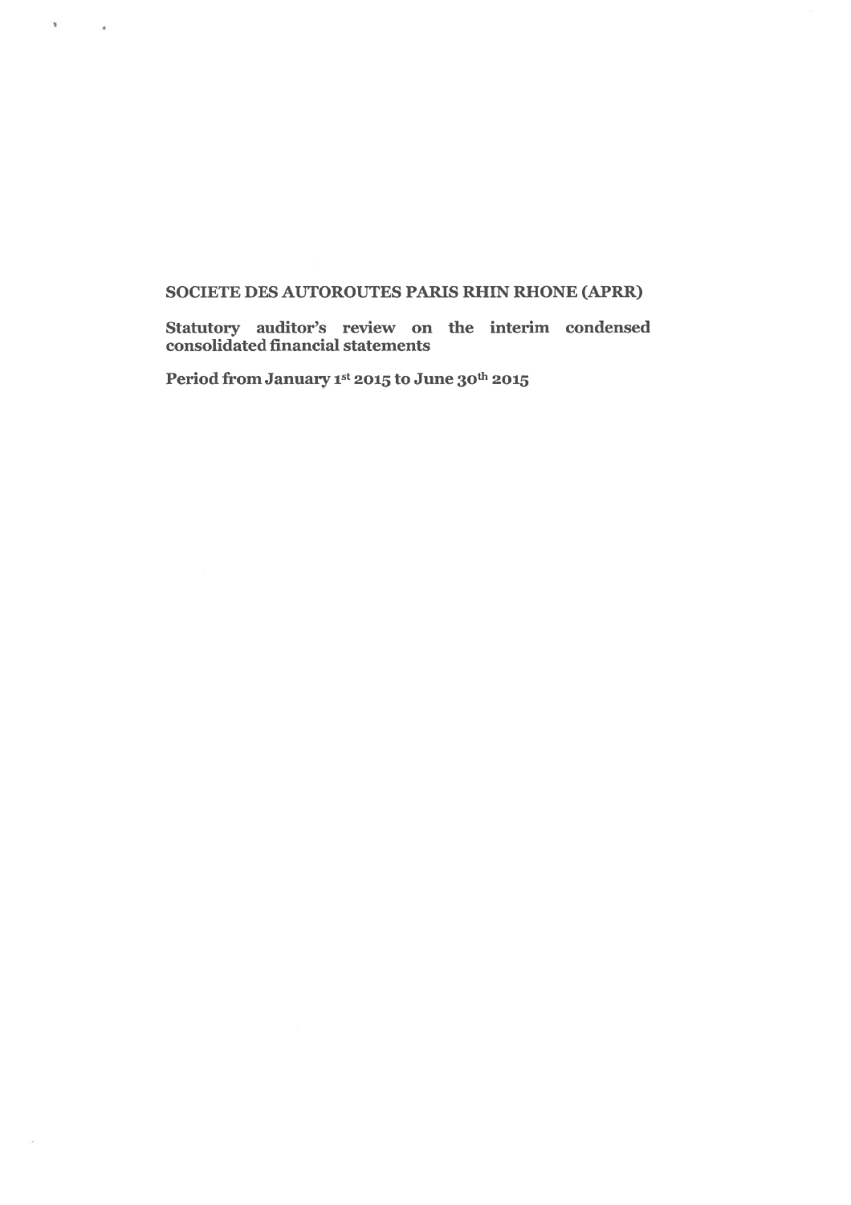**SOCIETE DES AUTOROUTES PARIS RHIN RHONE (APRR)**

**Statutory auditor's review on the interim condensed consolidated financial statements**

**Period from January 1st 2015 to June 30th 2015**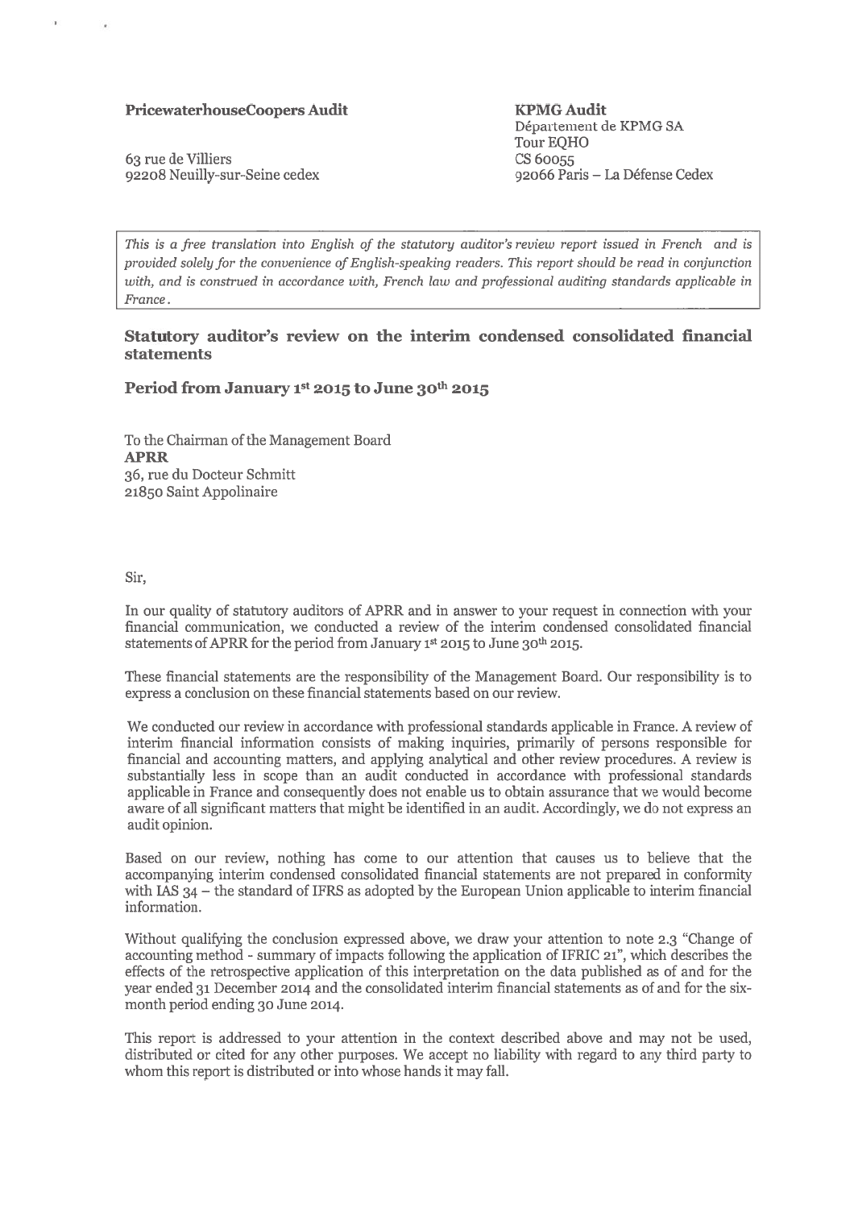**PricewaterhouseCoopers Audit**

63 rue de Villiers
92208 Neuilly-sur-Seine cedex

**KPMG Audit**
Département de KPMG SA
Tour EQHO
CS 60055
92066 Paris – La Défense Cedex

*This is a free translation into English of the statutory auditor's review report issued in French and is provided solely for the convenience of English-speaking readers. This report should be read in conjunction with, and is construed in accordance with, French law and professional auditing standards applicable in France.*

## Statutory auditor's review on the interim condensed consolidated financial statements

## Period from January 1st 2015 to June 30th 2015

To the Chairman of the Management Board
**APRR**
36, rue du Docteur Schmitt
21850 Saint Appolinaire

Sir,

In our quality of statutory auditors of APRR and in answer to your request in connection with your financial communication, we conducted a review of the interim condensed consolidated financial statements of APRR for the period from January 1st 2015 to June 30th 2015.

These financial statements are the responsibility of the Management Board. Our responsibility is to express a conclusion on these financial statements based on our review.

We conducted our review in accordance with professional standards applicable in France. A review of interim financial information consists of making inquiries, primarily of persons responsible for financial and accounting matters, and applying analytical and other review procedures. A review is substantially less in scope than an audit conducted in accordance with professional standards applicable in France and consequently does not enable us to obtain assurance that we would become aware of all significant matters that might be identified in an audit. Accordingly, we do not express an audit opinion.

Based on our review, nothing has come to our attention that causes us to believe that the accompanying interim condensed consolidated financial statements are not prepared in conformity with IAS 34 – the standard of IFRS as adopted by the European Union applicable to interim financial information.

Without qualifying the conclusion expressed above, we draw your attention to note 2.3 "Change of accounting method - summary of impacts following the application of IFRIC 21", which describes the effects of the retrospective application of this interpretation on the data published as of and for the year ended 31 December 2014 and the consolidated interim financial statements as of and for the six-month period ending 30 June 2014.

This report is addressed to your attention in the context described above and may not be used, distributed or cited for any other purposes. We accept no liability with regard to any third party to whom this report is distributed or into whose hands it may fall.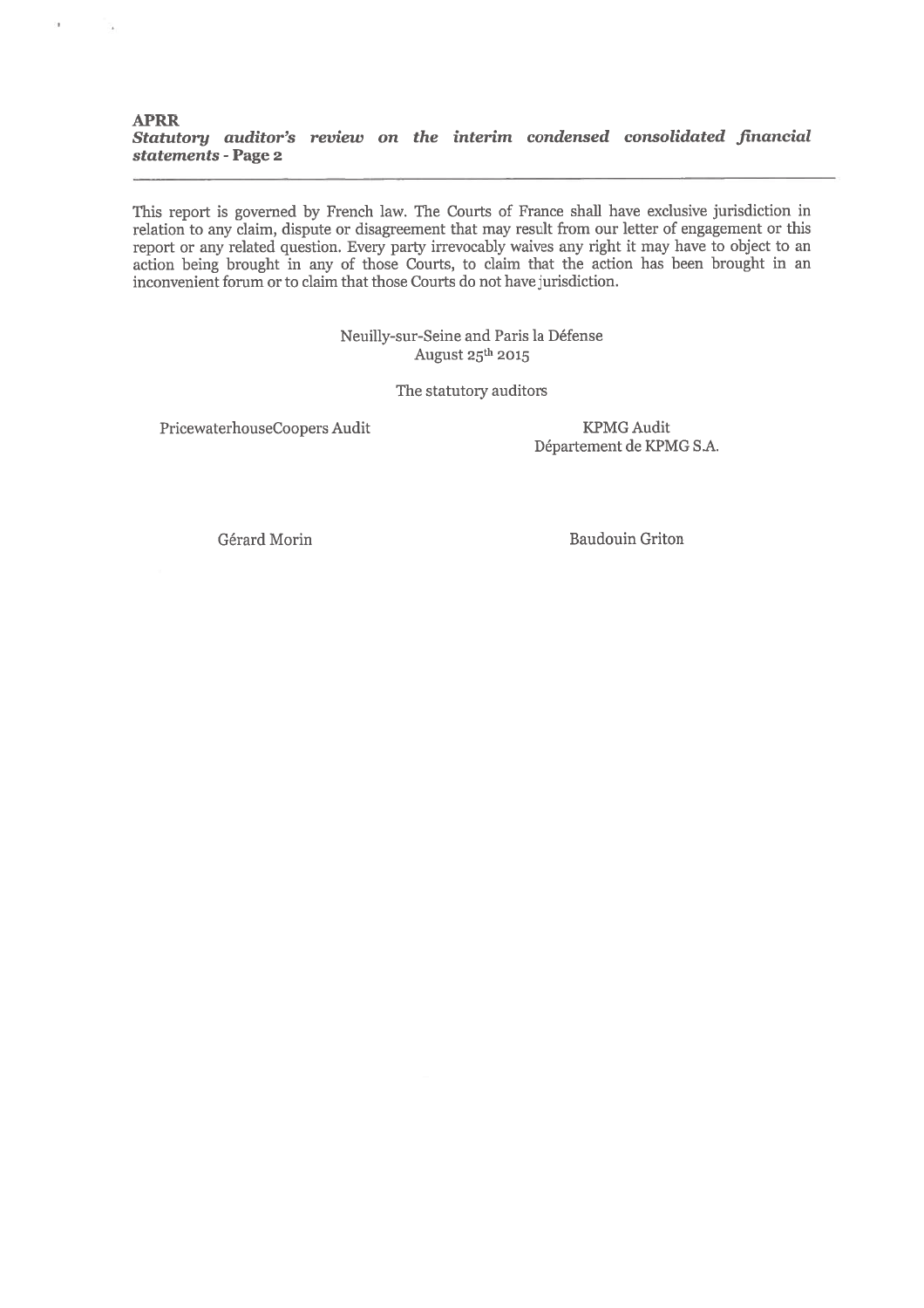**APRR**
***Statutory auditor's review on the interim condensed consolidated financial statements* - Page 2**

This report is governed by French law. The Courts of France shall have exclusive jurisdiction in relation to any claim, dispute or disagreement that may result from our letter of engagement or this report or any related question. Every party irrevocably waives any right it may have to object to an action being brought in any of those Courts, to claim that the action has been brought in an inconvenient forum or to claim that those Courts do not have jurisdiction.

Neuilly-sur-Seine and Paris la Défense
August 25th 2015

The statutory auditors

PricewaterhouseCoopers Audit

Gérard Morin

KPMG Audit
Département de KPMG S.A.

Baudouin Griton